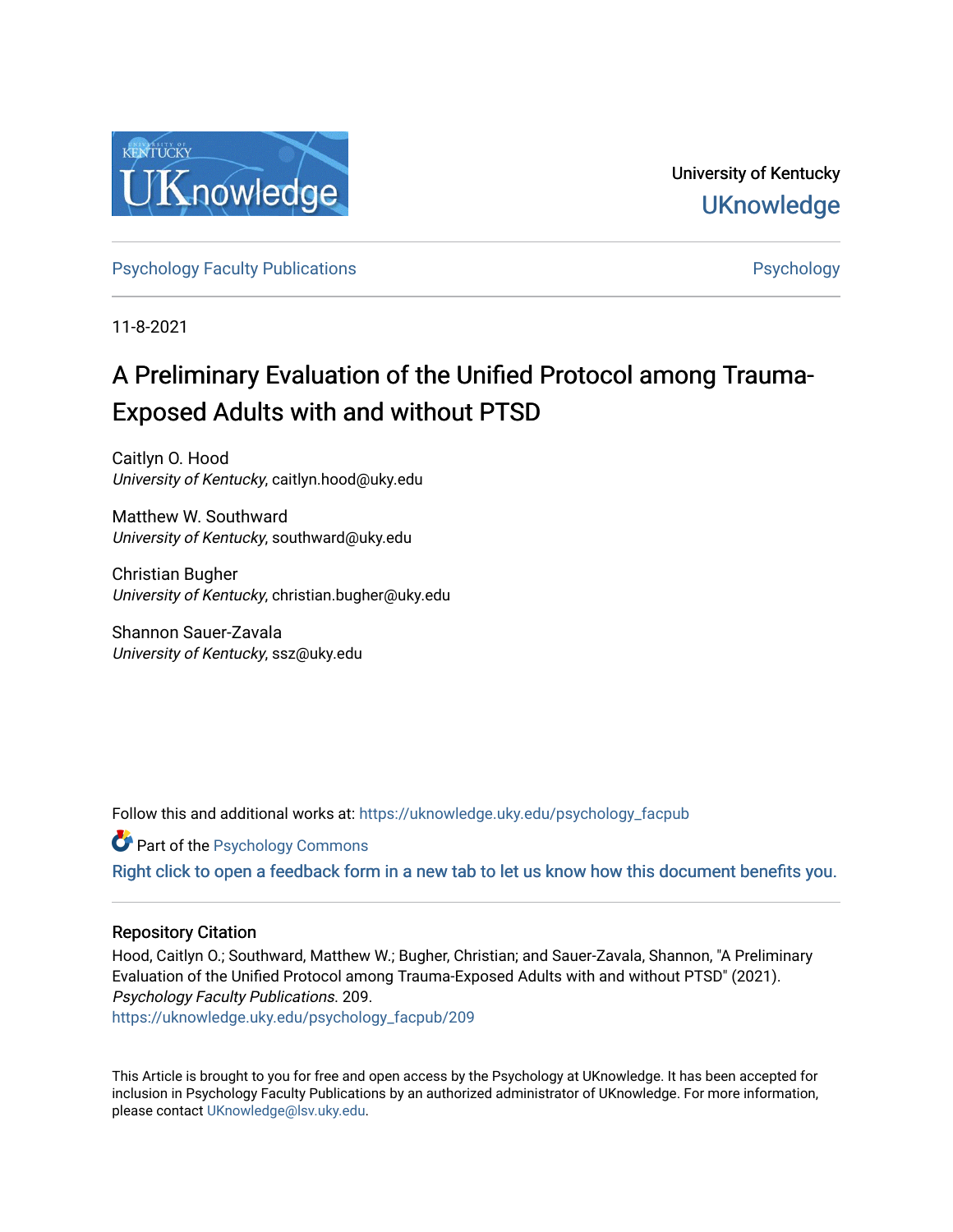University of Kentucky

UKnowledge

Psychology Faculty Publications

Psychology

11-8-2021

# A Preliminary Evaluation of the Unified Protocol among Trauma-Exposed Adults with and without PTSD

Caitlyn O. Hood
*University of Kentucky*, caitlyn.hood@uky.edu

Matthew W. Southward
*University of Kentucky*, southward@uky.edu

Christian Bugher
*University of Kentucky*, christian.bugher@uky.edu

Shannon Sauer-Zavala
*University of Kentucky*, ssz@uky.edu

Follow this and additional works at: https://uknowledge.uky.edu/psychology_facpub

Part of the Psychology Commons

Right click to open a feedback form in a new tab to let us know how this document benefits you.

## Repository Citation

Hood, Caitlyn O.; Southward, Matthew W.; Bugher, Christian; and Sauer-Zavala, Shannon, "A Preliminary Evaluation of the Unified Protocol among Trauma-Exposed Adults with and without PTSD" (2021). *Psychology Faculty Publications*. 209.
https://uknowledge.uky.edu/psychology_facpub/209

This Article is brought to you for free and open access by the Psychology at UKnowledge. It has been accepted for inclusion in Psychology Faculty Publications by an authorized administrator of UKnowledge. For more information, please contact UKnowledge@lsv.uky.edu.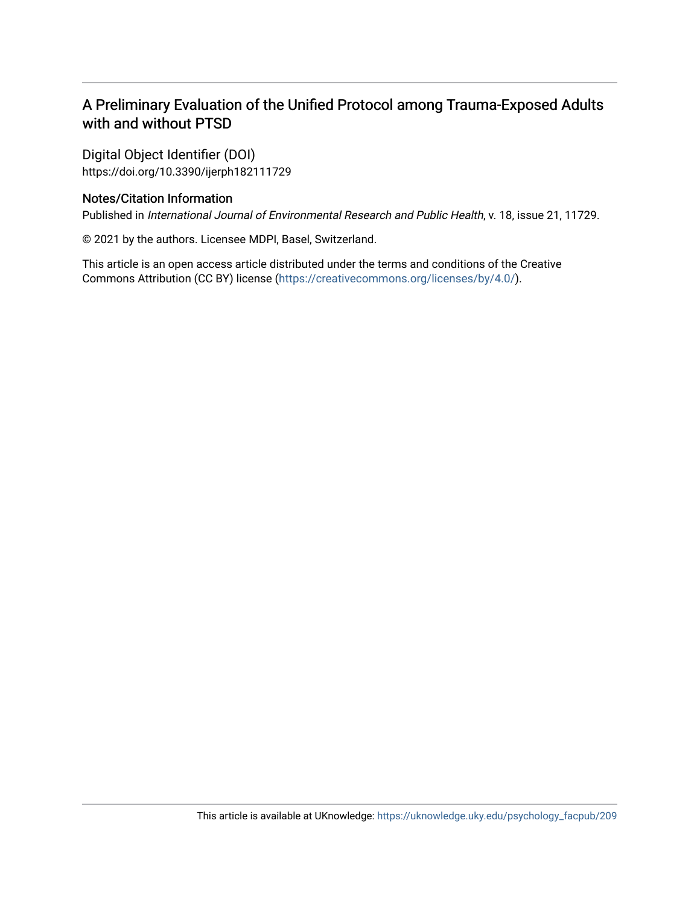# A Preliminary Evaluation of the Unified Protocol among Trauma-Exposed Adults with and without PTSD

## Digital Object Identifier (DOI)

https://doi.org/10.3390/ijerph182111729

## Notes/Citation Information

Published in *International Journal of Environmental Research and Public Health*, v. 18, issue 21, 11729.

© 2021 by the authors. Licensee MDPI, Basel, Switzerland.

This article is an open access article distributed under the terms and conditions of the Creative Commons Attribution (CC BY) license (https://creativecommons.org/licenses/by/4.0/).

This article is available at UKnowledge: https://uknowledge.uky.edu/psychology_facpub/209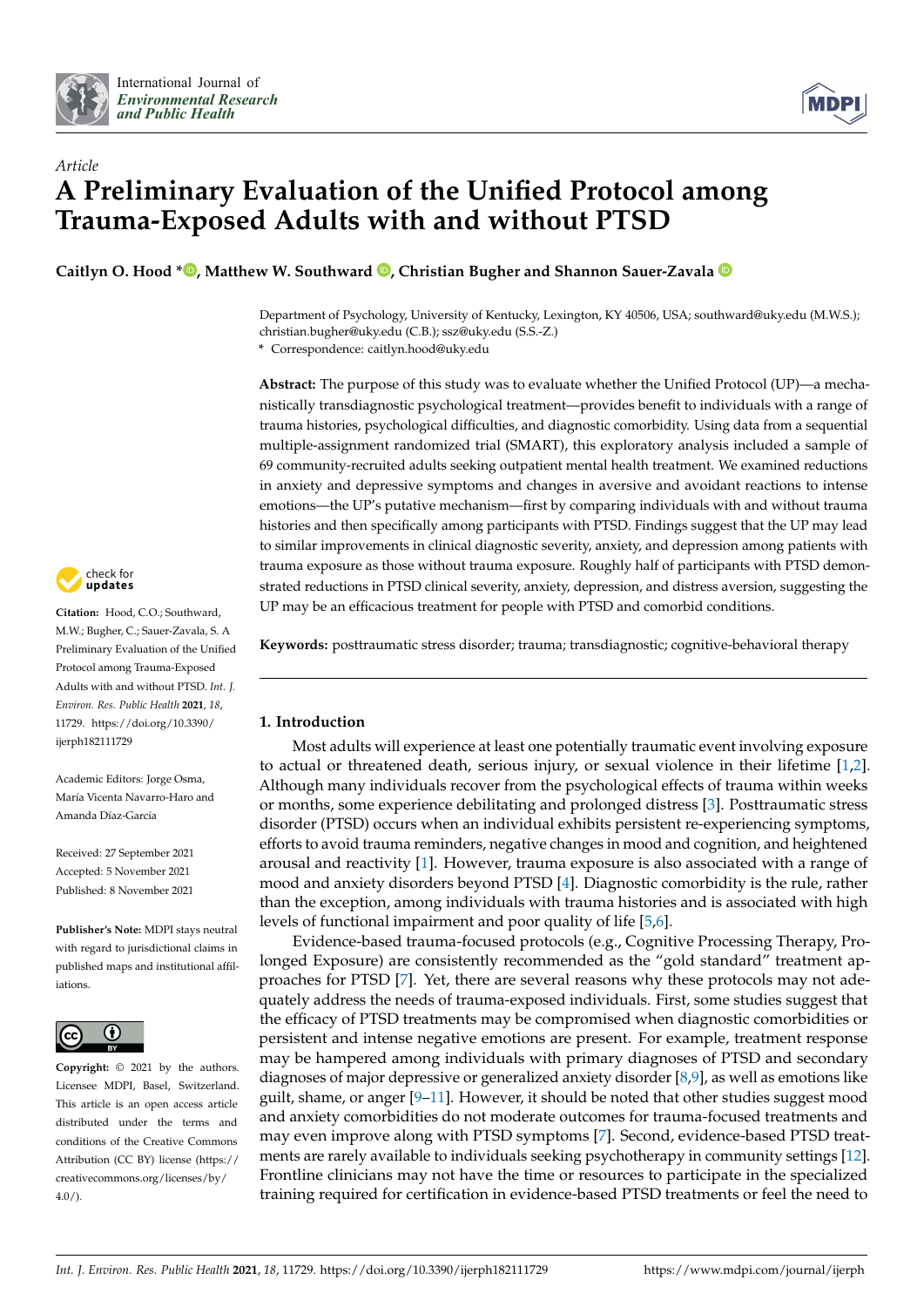Article

# A Preliminary Evaluation of the Unified Protocol among Trauma-Exposed Adults with and without PTSD

**Caitlyn O. Hood \*, Matthew W. Southward, Christian Bugher and Shannon Sauer-Zavala**

Department of Psychology, University of Kentucky, Lexington, KY 40506, USA; southward@uky.edu (M.W.S.); christian.bugher@uky.edu (C.B.); ssz@uky.edu (S.S.-Z.)

\* Correspondence: caitlyn.hood@uky.edu

**Citation:** Hood, C.O.; Southward, M.W.; Bugher, C.; Sauer-Zavala, S. A Preliminary Evaluation of the Unified Protocol among Trauma-Exposed Adults with and without PTSD. *Int. J. Environ. Res. Public Health* **2021**, *18*, 11729. https://doi.org/10.3390/ijerph182111729

Academic Editors: Jorge Osma, María Vicenta Navarro-Haro and Amanda Díaz-García

Received: 27 September 2021
Accepted: 5 November 2021
Published: 8 November 2021

**Publisher's Note:** MDPI stays neutral with regard to jurisdictional claims in published maps and institutional affiliations.

**Copyright:** © 2021 by the authors. Licensee MDPI, Basel, Switzerland. This article is an open access article distributed under the terms and conditions of the Creative Commons Attribution (CC BY) license (https://creativecommons.org/licenses/by/4.0/).

**Abstract:** The purpose of this study was to evaluate whether the Unified Protocol (UP)—a mechanistically transdiagnostic psychological treatment—provides benefit to individuals with a range of trauma histories, psychological difficulties, and diagnostic comorbidity. Using data from a sequential multiple-assignment randomized trial (SMART), this exploratory analysis included a sample of 69 community-recruited adults seeking outpatient mental health treatment. We examined reductions in anxiety and depressive symptoms and changes in aversive and avoidant reactions to intense emotions—the UP's putative mechanism—first by comparing individuals with and without trauma histories and then specifically among participants with PTSD. Findings suggest that the UP may lead to similar improvements in clinical diagnostic severity, anxiety, and depression among patients with trauma exposure as those without trauma exposure. Roughly half of participants with PTSD demonstrated reductions in PTSD clinical severity, anxiety, depression, and distress aversion, suggesting the UP may be an efficacious treatment for people with PTSD and comorbid conditions.

**Keywords:** posttraumatic stress disorder; trauma; transdiagnostic; cognitive-behavioral therapy

## 1. Introduction

Most adults will experience at least one potentially traumatic event involving exposure to actual or threatened death, serious injury, or sexual violence in their lifetime [1,2]. Although many individuals recover from the psychological effects of trauma within weeks or months, some experience debilitating and prolonged distress [3]. Posttraumatic stress disorder (PTSD) occurs when an individual exhibits persistent re-experiencing symptoms, efforts to avoid trauma reminders, negative changes in mood and cognition, and heightened arousal and reactivity [1]. However, trauma exposure is also associated with a range of mood and anxiety disorders beyond PTSD [4]. Diagnostic comorbidity is the rule, rather than the exception, among individuals with trauma histories and is associated with high levels of functional impairment and poor quality of life [5,6].

Evidence-based trauma-focused protocols (e.g., Cognitive Processing Therapy, Prolonged Exposure) are consistently recommended as the "gold standard" treatment approaches for PTSD [7]. Yet, there are several reasons why these protocols may not adequately address the needs of trauma-exposed individuals. First, some studies suggest that the efficacy of PTSD treatments may be compromised when diagnostic comorbidities or persistent and intense negative emotions are present. For example, treatment response may be hampered among individuals with primary diagnoses of PTSD and secondary diagnoses of major depressive or generalized anxiety disorder [8,9], as well as emotions like guilt, shame, or anger [9–11]. However, it should be noted that other studies suggest mood and anxiety comorbidities do not moderate outcomes for trauma-focused treatments and may even improve along with PTSD symptoms [7]. Second, evidence-based PTSD treatments are rarely available to individuals seeking psychotherapy in community settings [12]. Frontline clinicians may not have the time or resources to participate in the specialized training required for certification in evidence-based PTSD treatments or feel the need to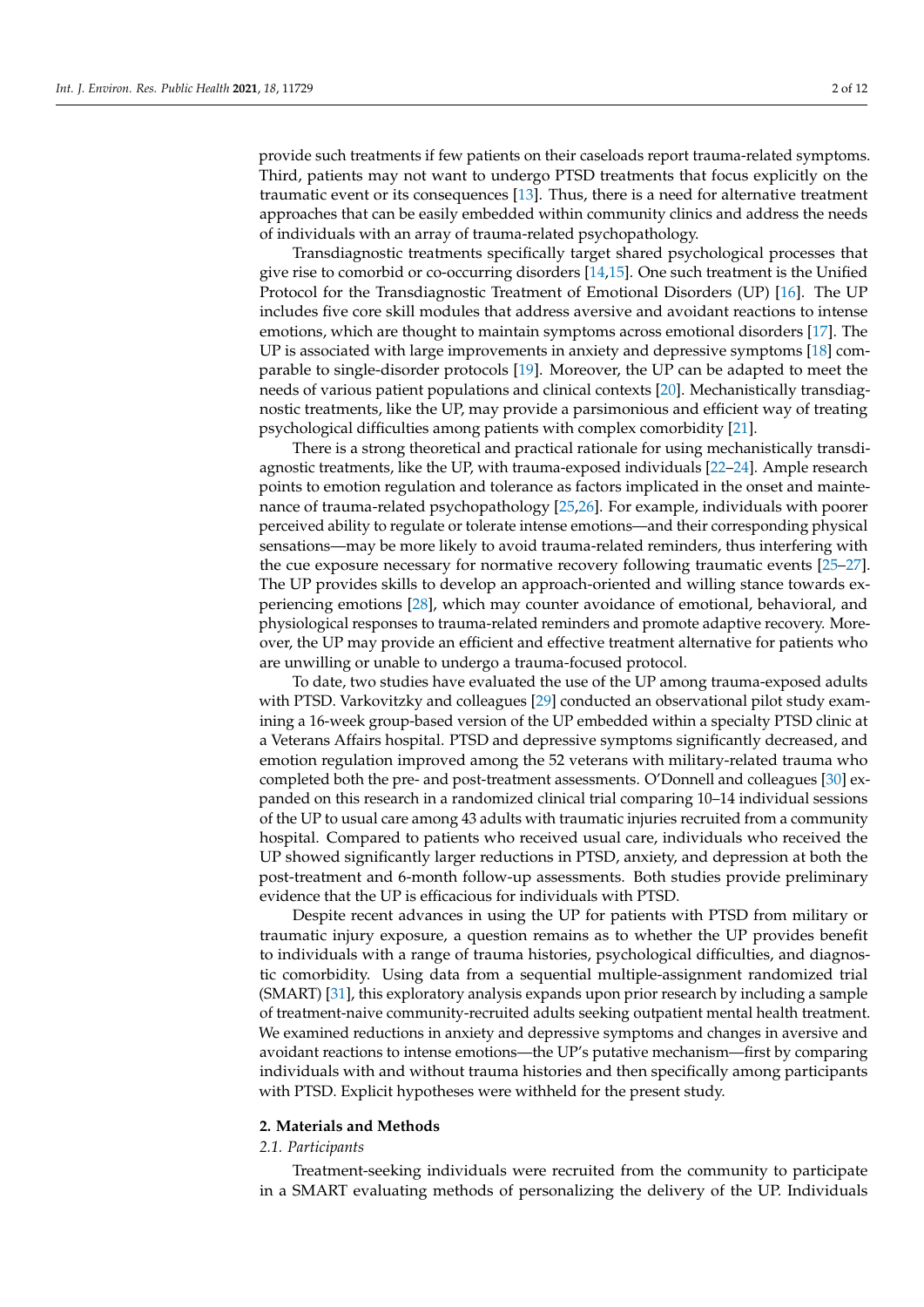provide such treatments if few patients on their caseloads report trauma-related symptoms. Third, patients may not want to undergo PTSD treatments that focus explicitly on the traumatic event or its consequences [13]. Thus, there is a need for alternative treatment approaches that can be easily embedded within community clinics and address the needs of individuals with an array of trauma-related psychopathology.

Transdiagnostic treatments specifically target shared psychological processes that give rise to comorbid or co-occurring disorders [14,15]. One such treatment is the Unified Protocol for the Transdiagnostic Treatment of Emotional Disorders (UP) [16]. The UP includes five core skill modules that address aversive and avoidant reactions to intense emotions, which are thought to maintain symptoms across emotional disorders [17]. The UP is associated with large improvements in anxiety and depressive symptoms [18] comparable to single-disorder protocols [19]. Moreover, the UP can be adapted to meet the needs of various patient populations and clinical contexts [20]. Mechanistically transdiagnostic treatments, like the UP, may provide a parsimonious and efficient way of treating psychological difficulties among patients with complex comorbidity [21].

There is a strong theoretical and practical rationale for using mechanistically transdiagnostic treatments, like the UP, with trauma-exposed individuals [22–24]. Ample research points to emotion regulation and tolerance as factors implicated in the onset and maintenance of trauma-related psychopathology [25,26]. For example, individuals with poorer perceived ability to regulate or tolerate intense emotions—and their corresponding physical sensations—may be more likely to avoid trauma-related reminders, thus interfering with the cue exposure necessary for normative recovery following traumatic events [25–27]. The UP provides skills to develop an approach-oriented and willing stance towards experiencing emotions [28], which may counter avoidance of emotional, behavioral, and physiological responses to trauma-related reminders and promote adaptive recovery. Moreover, the UP may provide an efficient and effective treatment alternative for patients who are unwilling or unable to undergo a trauma-focused protocol.

To date, two studies have evaluated the use of the UP among trauma-exposed adults with PTSD. Varkovitzky and colleagues [29] conducted an observational pilot study examining a 16-week group-based version of the UP embedded within a specialty PTSD clinic at a Veterans Affairs hospital. PTSD and depressive symptoms significantly decreased, and emotion regulation improved among the 52 veterans with military-related trauma who completed both the pre- and post-treatment assessments. O'Donnell and colleagues [30] expanded on this research in a randomized clinical trial comparing 10–14 individual sessions of the UP to usual care among 43 adults with traumatic injuries recruited from a community hospital. Compared to patients who received usual care, individuals who received the UP showed significantly larger reductions in PTSD, anxiety, and depression at both the post-treatment and 6-month follow-up assessments. Both studies provide preliminary evidence that the UP is efficacious for individuals with PTSD.

Despite recent advances in using the UP for patients with PTSD from military or traumatic injury exposure, a question remains as to whether the UP provides benefit to individuals with a range of trauma histories, psychological difficulties, and diagnostic comorbidity. Using data from a sequential multiple-assignment randomized trial (SMART) [31], this exploratory analysis expands upon prior research by including a sample of treatment-naive community-recruited adults seeking outpatient mental health treatment. We examined reductions in anxiety and depressive symptoms and changes in aversive and avoidant reactions to intense emotions—the UP's putative mechanism—first by comparing individuals with and without trauma histories and then specifically among participants with PTSD. Explicit hypotheses were withheld for the present study.

## 2. Materials and Methods

### *2.1. Participants*

Treatment-seeking individuals were recruited from the community to participate in a SMART evaluating methods of personalizing the delivery of the UP. Individuals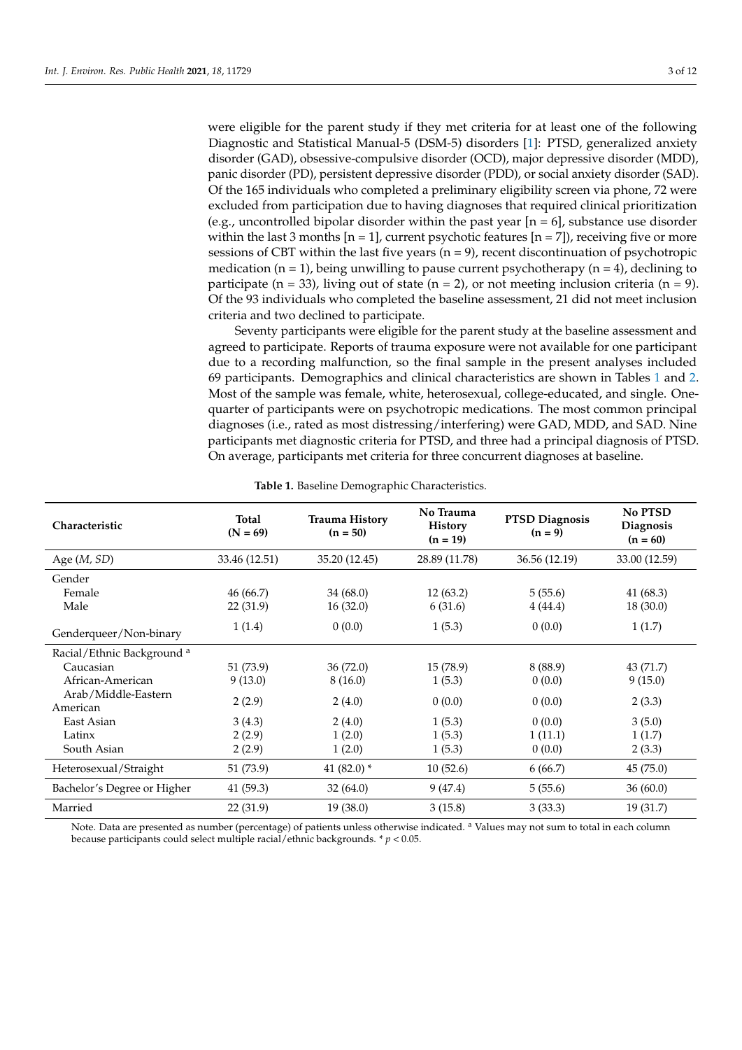were eligible for the parent study if they met criteria for at least one of the following Diagnostic and Statistical Manual-5 (DSM-5) disorders [1]: PTSD, generalized anxiety disorder (GAD), obsessive-compulsive disorder (OCD), major depressive disorder (MDD), panic disorder (PD), persistent depressive disorder (PDD), or social anxiety disorder (SAD). Of the 165 individuals who completed a preliminary eligibility screen via phone, 72 were excluded from participation due to having diagnoses that required clinical prioritization (e.g., uncontrolled bipolar disorder within the past year [n = 6], substance use disorder within the last 3 months [n = 1], current psychotic features [n = 7]), receiving five or more sessions of CBT within the last five years (n = 9), recent discontinuation of psychotropic medication (n = 1), being unwilling to pause current psychotherapy (n = 4), declining to participate (n = 33), living out of state (n = 2), or not meeting inclusion criteria (n = 9). Of the 93 individuals who completed the baseline assessment, 21 did not meet inclusion criteria and two declined to participate.

Seventy participants were eligible for the parent study at the baseline assessment and agreed to participate. Reports of trauma exposure were not available for one participant due to a recording malfunction, so the final sample in the present analyses included 69 participants. Demographics and clinical characteristics are shown in Tables 1 and 2. Most of the sample was female, white, heterosexual, college-educated, and single. One-quarter of participants were on psychotropic medications. The most common principal diagnoses (i.e., rated as most distressing/interfering) were GAD, MDD, and SAD. Nine participants met diagnostic criteria for PTSD, and three had a principal diagnosis of PTSD. On average, participants met criteria for three concurrent diagnoses at baseline.

**Table 1.** Baseline Demographic Characteristics.

| Characteristic | Total (N = 69) | Trauma History (n = 50) | No Trauma History (n = 19) | PTSD Diagnosis (n = 9) | No PTSD Diagnosis (n = 60) |
|---|---|---|---|---|---|
| Age (*M, SD*) | 33.46 (12.51) | 35.20 (12.45) | 28.89 (11.78) | 36.56 (12.19) | 33.00 (12.59) |
| Gender | | | | | |
| Female | 46 (66.7) | 34 (68.0) | 12 (63.2) | 5 (55.6) | 41 (68.3) |
| Male | 22 (31.9) | 16 (32.0) | 6 (31.6) | 4 (44.4) | 18 (30.0) |
| Genderqueer/Non-binary | 1 (1.4) | 0 (0.0) | 1 (5.3) | 0 (0.0) | 1 (1.7) |
| Racial/Ethnic Background [a] | | | | | |
| Caucasian | 51 (73.9) | 36 (72.0) | 15 (78.9) | 8 (88.9) | 43 (71.7) |
| African-American | 9 (13.0) | 8 (16.0) | 1 (5.3) | 0 (0.0) | 9 (15.0) |
| Arab/Middle-Eastern American | 2 (2.9) | 2 (4.0) | 0 (0.0) | 0 (0.0) | 2 (3.3) |
| East Asian | 3 (4.3) | 2 (4.0) | 1 (5.3) | 0 (0.0) | 3 (5.0) |
| Latinx | 2 (2.9) | 1 (2.0) | 1 (5.3) | 1 (11.1) | 1 (1.7) |
| South Asian | 2 (2.9) | 1 (2.0) | 1 (5.3) | 0 (0.0) | 2 (3.3) |
| Heterosexual/Straight | 51 (73.9) | 41 (82.0) * | 10 (52.6) | 6 (66.7) | 45 (75.0) |
| Bachelor's Degree or Higher | 41 (59.3) | 32 (64.0) | 9 (47.4) | 5 (55.6) | 36 (60.0) |
| Married | 22 (31.9) | 19 (38.0) | 3 (15.8) | 3 (33.3) | 19 (31.7) |

Note. Data are presented as number (percentage) of patients unless otherwise indicated. [a] Values may not sum to total in each column because participants could select multiple racial/ethnic backgrounds. * $p < 0.05$.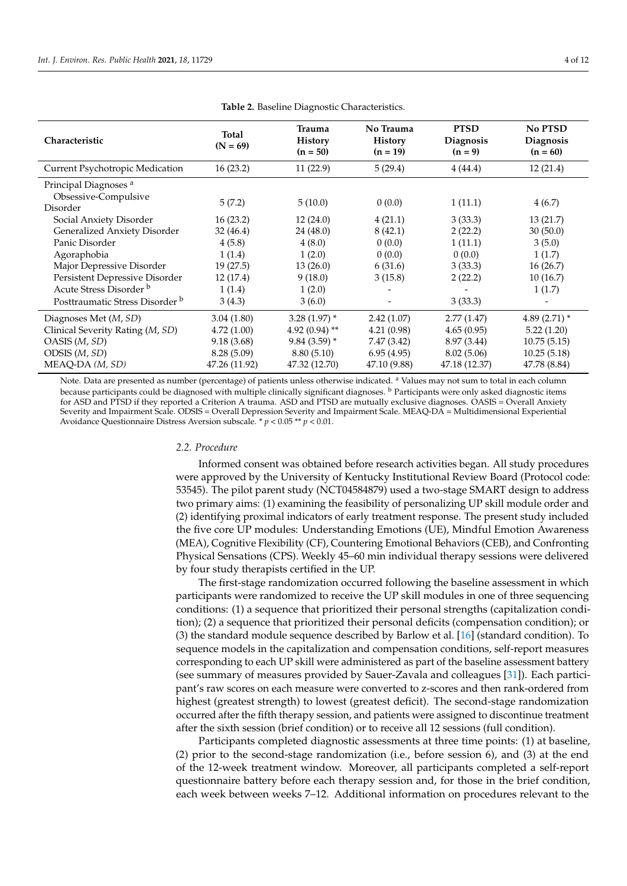**Table 2.** Baseline Diagnostic Characteristics.

| Characteristic | Total (N = 69) | Trauma History (n = 50) | No Trauma History (n = 19) | PTSD Diagnosis (n = 9) | No PTSD Diagnosis (n = 60) |
|---|---|---|---|---|---|
| Current Psychotropic Medication | 16 (23.2) | 11 (22.9) | 5 (29.4) | 4 (44.4) | 12 (21.4) |
| Principal Diagnoses [a] | | | | | |
| Obsessive-Compulsive Disorder | 5 (7.2) | 5 (10.0) | 0 (0.0) | 1 (11.1) | 4 (6.7) |
| Social Anxiety Disorder | 16 (23.2) | 12 (24.0) | 4 (21.1) | 3 (33.3) | 13 (21.7) |
| Generalized Anxiety Disorder | 32 (46.4) | 24 (48.0) | 8 (42.1) | 2 (22.2) | 30 (50.0) |
| Panic Disorder | 4 (5.8) | 4 (8.0) | 0 (0.0) | 1 (11.1) | 3 (5.0) |
| Agoraphobia | 1 (1.4) | 1 (2.0) | 0 (0.0) | 0 (0.0) | 1 (1.7) |
| Major Depressive Disorder | 19 (27.5) | 13 (26.0) | 6 (31.6) | 3 (33.3) | 16 (26.7) |
| Persistent Depressive Disorder | 12 (17.4) | 9 (18.0) | 3 (15.8) | 2 (22.2) | 10 (16.7) |
| Acute Stress Disorder [b] | 1 (1.4) | 1 (2.0) | - | - | 1 (1.7) |
| Posttraumatic Stress Disorder [b] | 3 (4.3) | 3 (6.0) | - | 3 (33.3) | - |
| Diagnoses Met (*M*, *SD*) | 3.04 (1.80) | 3.28 (1.97) * | 2.42 (1.07) | 2.77 (1.47) | 4.89 (2.71) * |
| Clinical Severity Rating (*M*, *SD*) | 4.72 (1.00) | 4.92 (0.94) ** | 4.21 (0.98) | 4.65 (0.95) | 5.22 (1.20) |
| OASIS (*M*, *SD*) | 9.18 (3.68) | 9.84 (3.59) * | 7.47 (3.42) | 8.97 (3.44) | 10.75 (5.15) |
| ODSIS (*M*, *SD*) | 8.28 (5.09) | 8.80 (5.10) | 6.95 (4.95) | 8.02 (5.06) | 10.25 (5.18) |
| MEAQ-DA (*M*, *SD*) | 47.26 (11.92) | 47.32 (12.70) | 47.10 (9.88) | 47.18 (12.37) | 47.78 (8.84) |

Note. Data are presented as number (percentage) of patients unless otherwise indicated. [a] Values may not sum to total in each column because participants could be diagnosed with multiple clinically significant diagnoses. [b] Participants were only asked diagnostic items for ASD and PTSD if they reported a Criterion A trauma. ASD and PTSD are mutually exclusive diagnoses. OASIS = Overall Anxiety Severity and Impairment Scale. ODSIS = Overall Depression Severity and Impairment Scale. MEAQ-DA = Multidimensional Experiential Avoidance Questionnaire Distress Aversion subscale. * $p < 0.05$ ** $p < 0.01$.

### 2.2. Procedure

Informed consent was obtained before research activities began. All study procedures were approved by the University of Kentucky Institutional Review Board (Protocol code: 53545). The pilot parent study (NCT04584879) used a two-stage SMART design to address two primary aims: (1) examining the feasibility of personalizing UP skill module order and (2) identifying proximal indicators of early treatment response. The present study included the five core UP modules: Understanding Emotions (UE), Mindful Emotion Awareness (MEA), Cognitive Flexibility (CF), Countering Emotional Behaviors (CEB), and Confronting Physical Sensations (CPS). Weekly 45–60 min individual therapy sessions were delivered by four study therapists certified in the UP.

The first-stage randomization occurred following the baseline assessment in which participants were randomized to receive the UP skill modules in one of three sequencing conditions: (1) a sequence that prioritized their personal strengths (capitalization condition); (2) a sequence that prioritized their personal deficits (compensation condition); or (3) the standard module sequence described by Barlow et al. [16] (standard condition). To sequence models in the capitalization and compensation conditions, self-report measures corresponding to each UP skill were administered as part of the baseline assessment battery (see summary of measures provided by Sauer-Zavala and colleagues [31]). Each participant's raw scores on each measure were converted to z-scores and then rank-ordered from highest (greatest strength) to lowest (greatest deficit). The second-stage randomization occurred after the fifth therapy session, and patients were assigned to discontinue treatment after the sixth session (brief condition) or to receive all 12 sessions (full condition).

Participants completed diagnostic assessments at three time points: (1) at baseline, (2) prior to the second-stage randomization (i.e., before session 6), and (3) at the end of the 12-week treatment window. Moreover, all participants completed a self-report questionnaire battery before each therapy session and, for those in the brief condition, each week between weeks 7–12. Additional information on procedures relevant to the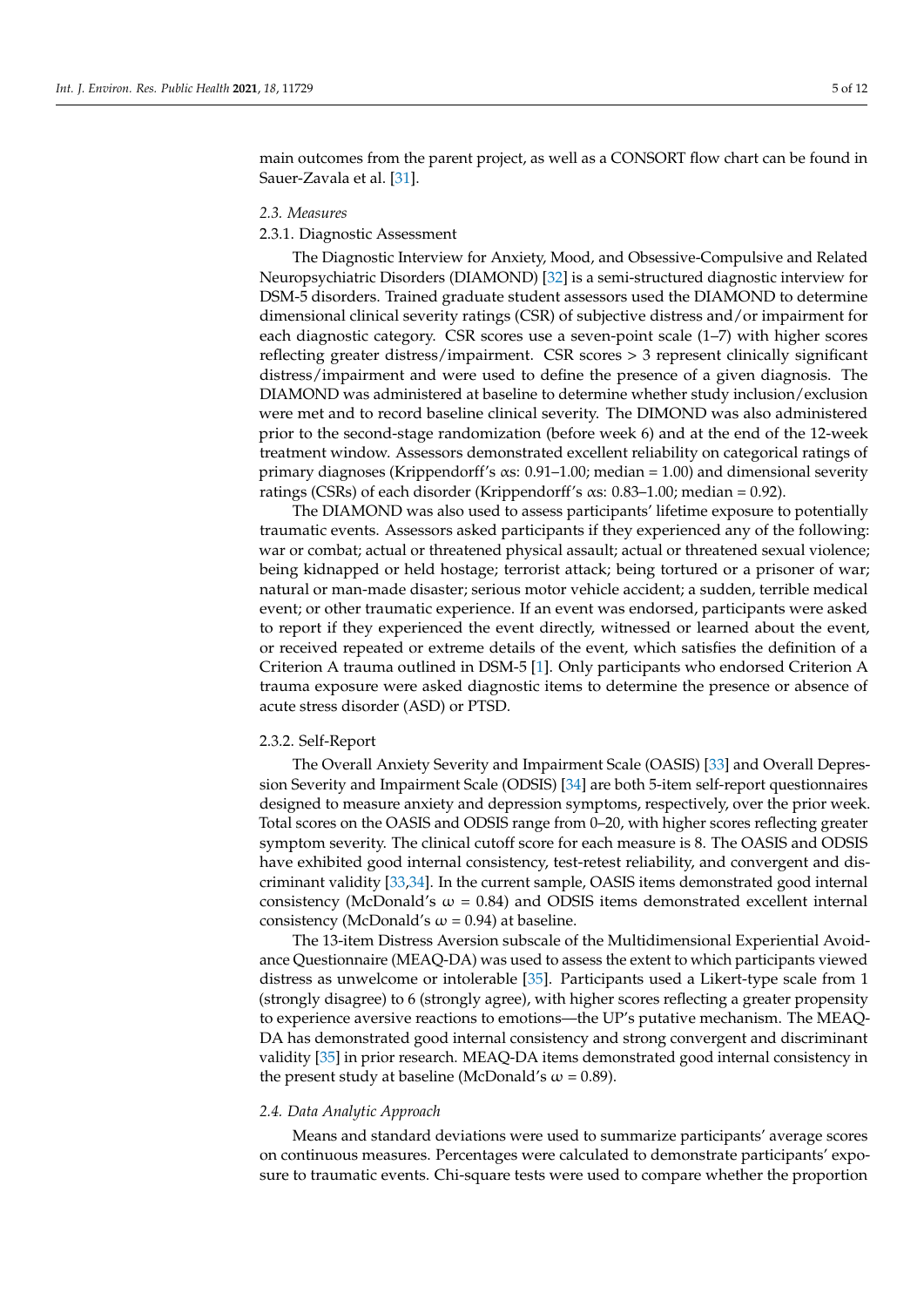main outcomes from the parent project, as well as a CONSORT flow chart can be found in Sauer-Zavala et al. [31].

### *2.3. Measures*

#### 2.3.1. Diagnostic Assessment

The Diagnostic Interview for Anxiety, Mood, and Obsessive-Compulsive and Related Neuropsychiatric Disorders (DIAMOND) [32] is a semi-structured diagnostic interview for DSM-5 disorders. Trained graduate student assessors used the DIAMOND to determine dimensional clinical severity ratings (CSR) of subjective distress and/or impairment for each diagnostic category. CSR scores use a seven-point scale (1–7) with higher scores reflecting greater distress/impairment. CSR scores > 3 represent clinically significant distress/impairment and were used to define the presence of a given diagnosis. The DIAMOND was administered at baseline to determine whether study inclusion/exclusion were met and to record baseline clinical severity. The DIMOND was also administered prior to the second-stage randomization (before week 6) and at the end of the 12-week treatment window. Assessors demonstrated excellent reliability on categorical ratings of primary diagnoses (Krippendorff's $\alpha$s: 0.91–1.00; median = 1.00) and dimensional severity ratings (CSRs) of each disorder (Krippendorff's $\alpha$s: 0.83–1.00; median = 0.92).

The DIAMOND was also used to assess participants' lifetime exposure to potentially traumatic events. Assessors asked participants if they experienced any of the following: war or combat; actual or threatened physical assault; actual or threatened sexual violence; being kidnapped or held hostage; terrorist attack; being tortured or a prisoner of war; natural or man-made disaster; serious motor vehicle accident; a sudden, terrible medical event; or other traumatic experience. If an event was endorsed, participants were asked to report if they experienced the event directly, witnessed or learned about the event, or received repeated or extreme details of the event, which satisfies the definition of a Criterion A trauma outlined in DSM-5 [1]. Only participants who endorsed Criterion A trauma exposure were asked diagnostic items to determine the presence or absence of acute stress disorder (ASD) or PTSD.

#### 2.3.2. Self-Report

The Overall Anxiety Severity and Impairment Scale (OASIS) [33] and Overall Depression Severity and Impairment Scale (ODSIS) [34] are both 5-item self-report questionnaires designed to measure anxiety and depression symptoms, respectively, over the prior week. Total scores on the OASIS and ODSIS range from 0–20, with higher scores reflecting greater symptom severity. The clinical cutoff score for each measure is 8. The OASIS and ODSIS have exhibited good internal consistency, test-retest reliability, and convergent and discriminant validity [33,34]. In the current sample, OASIS items demonstrated good internal consistency (McDonald's $\omega$ = 0.84) and ODSIS items demonstrated excellent internal consistency (McDonald's $\omega$ = 0.94) at baseline.

The 13-item Distress Aversion subscale of the Multidimensional Experiential Avoidance Questionnaire (MEAQ-DA) was used to assess the extent to which participants viewed distress as unwelcome or intolerable [35]. Participants used a Likert-type scale from 1 (strongly disagree) to 6 (strongly agree), with higher scores reflecting a greater propensity to experience aversive reactions to emotions—the UP's putative mechanism. The MEAQ-DA has demonstrated good internal consistency and strong convergent and discriminant validity [35] in prior research. MEAQ-DA items demonstrated good internal consistency in the present study at baseline (McDonald's $\omega$ = 0.89).

### *2.4. Data Analytic Approach*

Means and standard deviations were used to summarize participants' average scores on continuous measures. Percentages were calculated to demonstrate participants' exposure to traumatic events. Chi-square tests were used to compare whether the proportion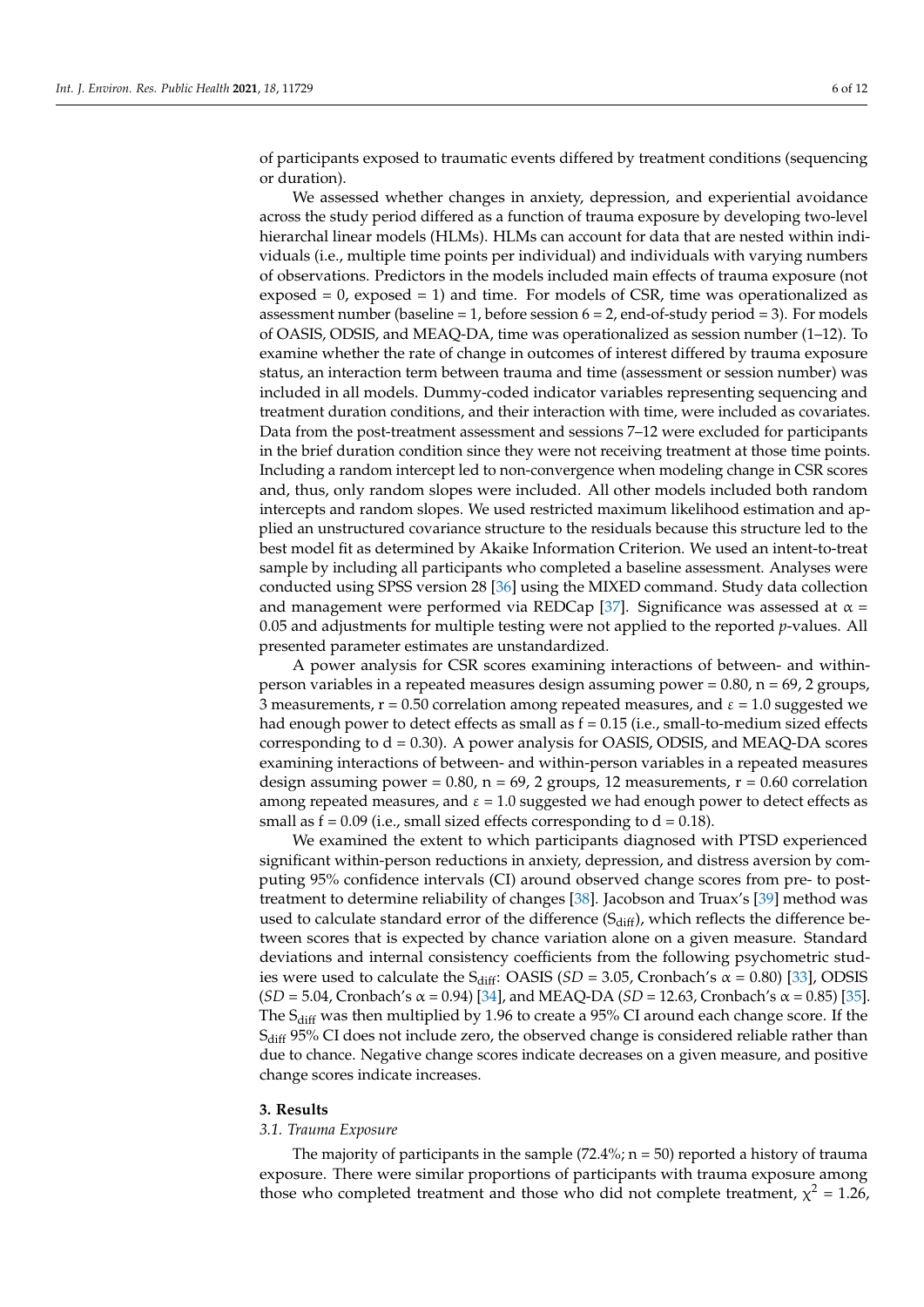of participants exposed to traumatic events differed by treatment conditions (sequencing or duration).

We assessed whether changes in anxiety, depression, and experiential avoidance across the study period differed as a function of trauma exposure by developing two-level hierarchal linear models (HLMs). HLMs can account for data that are nested within individuals (i.e., multiple time points per individual) and individuals with varying numbers of observations. Predictors in the models included main effects of trauma exposure (not exposed = 0, exposed = 1) and time. For models of CSR, time was operationalized as assessment number (baseline = 1, before session 6 = 2, end-of-study period = 3). For models of OASIS, ODSIS, and MEAQ-DA, time was operationalized as session number (1–12). To examine whether the rate of change in outcomes of interest differed by trauma exposure status, an interaction term between trauma and time (assessment or session number) was included in all models. Dummy-coded indicator variables representing sequencing and treatment duration conditions, and their interaction with time, were included as covariates. Data from the post-treatment assessment and sessions 7–12 were excluded for participants in the brief duration condition since they were not receiving treatment at those time points. Including a random intercept led to non-convergence when modeling change in CSR scores and, thus, only random slopes were included. All other models included both random intercepts and random slopes. We used restricted maximum likelihood estimation and applied an unstructured covariance structure to the residuals because this structure led to the best model fit as determined by Akaike Information Criterion. We used an intent-to-treat sample by including all participants who completed a baseline assessment. Analyses were conducted using SPSS version 28 [36] using the MIXED command. Study data collection and management were performed via REDCap [37]. Significance was assessed at $\alpha = 0.05$ and adjustments for multiple testing were not applied to the reported *p*-values. All presented parameter estimates are unstandardized.

A power analysis for CSR scores examining interactions of between- and within-person variables in a repeated measures design assuming power = 0.80, n = 69, 2 groups, 3 measurements, r = 0.50 correlation among repeated measures, and $\varepsilon = 1.0$ suggested we had enough power to detect effects as small as f = 0.15 (i.e., small-to-medium sized effects corresponding to d = 0.30). A power analysis for OASIS, ODSIS, and MEAQ-DA scores examining interactions of between- and within-person variables in a repeated measures design assuming power = 0.80, n = 69, 2 groups, 12 measurements, r = 0.60 correlation among repeated measures, and $\varepsilon = 1.0$ suggested we had enough power to detect effects as small as f = 0.09 (i.e., small sized effects corresponding to d = 0.18).

We examined the extent to which participants diagnosed with PTSD experienced significant within-person reductions in anxiety, depression, and distress aversion by computing 95% confidence intervals (CI) around observed change scores from pre- to post-treatment to determine reliability of changes [38]. Jacobson and Truax's [39] method was used to calculate standard error of the difference ($S_{diff}$), which reflects the difference between scores that is expected by chance variation alone on a given measure. Standard deviations and internal consistency coefficients from the following psychometric studies were used to calculate the $S_{diff}$: OASIS (*SD* = 3.05, Cronbach's $\alpha = 0.80$) [33], ODSIS (*SD* = 5.04, Cronbach's $\alpha = 0.94$) [34], and MEAQ-DA (*SD* = 12.63, Cronbach's $\alpha = 0.85$) [35]. The $S_{diff}$ was then multiplied by 1.96 to create a 95% CI around each change score. If the $S_{diff}$ 95% CI does not include zero, the observed change is considered reliable rather than due to chance. Negative change scores indicate decreases on a given measure, and positive change scores indicate increases.

## 3. Results

### *3.1. Trauma Exposure*

The majority of participants in the sample (72.4%; n = 50) reported a history of trauma exposure. There were similar proportions of participants with trauma exposure among those who completed treatment and those who did not complete treatment, $\chi^2 = 1.26$,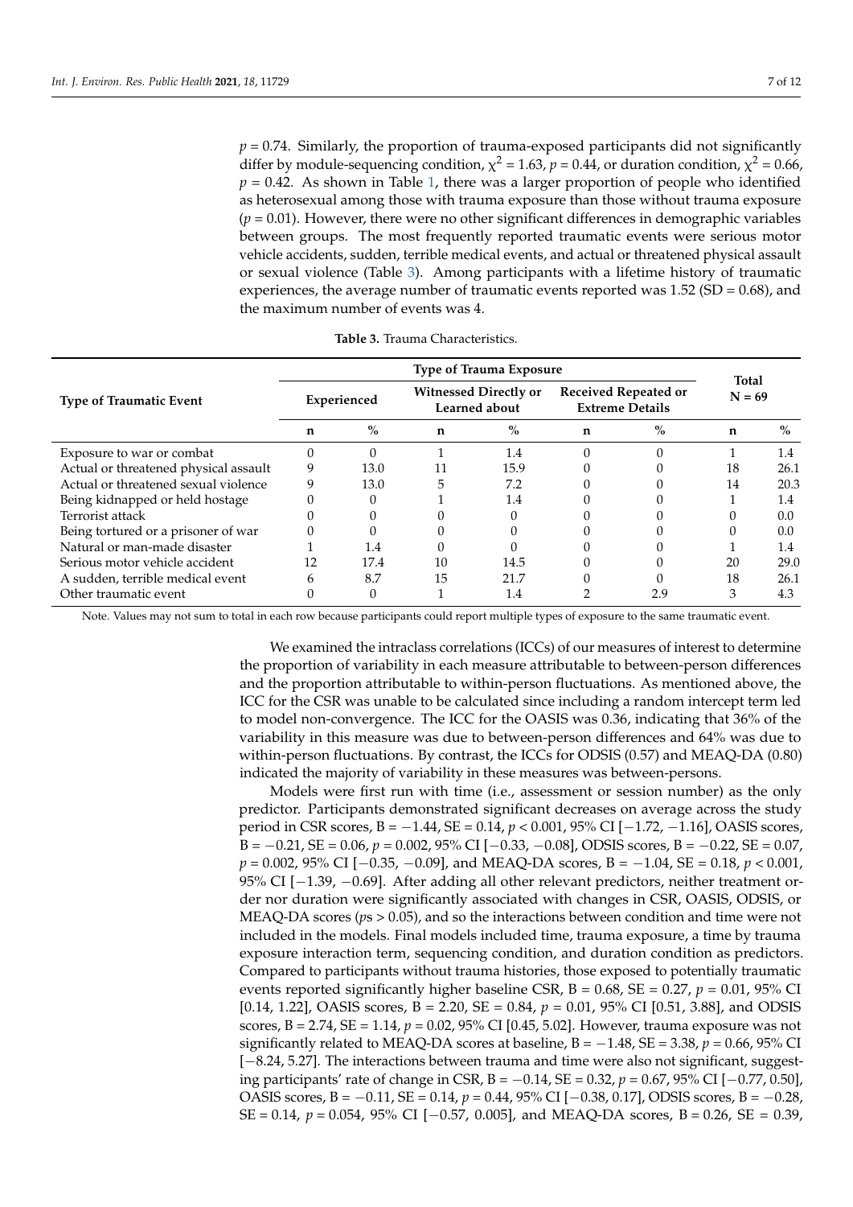$p = 0.74$. Similarly, the proportion of trauma-exposed participants did not significantly differ by module-sequencing condition, $\chi^2 = 1.63$, $p = 0.44$, or duration condition, $\chi^2 = 0.66$, $p = 0.42$. As shown in Table 1, there was a larger proportion of people who identified as heterosexual among those with trauma exposure than those without trauma exposure ($p = 0.01$). However, there were no other significant differences in demographic variables between groups. The most frequently reported traumatic events were serious motor vehicle accidents, sudden, terrible medical events, and actual or threatened physical assault or sexual violence (Table 3). Among participants with a lifetime history of traumatic experiences, the average number of traumatic events reported was 1.52 (SD = 0.68), and the maximum number of events was 4.

**Table 3.** Trauma Characteristics.

| Type of Traumatic Event | Type of Trauma Exposure | | | | | | Total N = 69 | |
|---|---|---|---|---|---|---|---|---|
| | Experienced | | Witnessed Directly or Learned about | | Received Repeated or Extreme Details | | | |
| | n | % | n | % | n | % | n | % |
| Exposure to war or combat | 0 | 0 | 1 | 1.4 | 0 | 0 | 1 | 1.4 |
| Actual or threatened physical assault | 9 | 13.0 | 11 | 15.9 | 0 | 0 | 18 | 26.1 |
| Actual or threatened sexual violence | 9 | 13.0 | 5 | 7.2 | 0 | 0 | 14 | 20.3 |
| Being kidnapped or held hostage | 0 | 0 | 1 | 1.4 | 0 | 0 | 1 | 1.4 |
| Terrorist attack | 0 | 0 | 0 | 0 | 0 | 0 | 0 | 0.0 |
| Being tortured or a prisoner of war | 0 | 0 | 0 | 0 | 0 | 0 | 0 | 0.0 |
| Natural or man-made disaster | 1 | 1.4 | 0 | 0 | 0 | 0 | 1 | 1.4 |
| Serious motor vehicle accident | 12 | 17.4 | 10 | 14.5 | 0 | 0 | 20 | 29.0 |
| A sudden, terrible medical event | 6 | 8.7 | 15 | 21.7 | 0 | 0 | 18 | 26.1 |
| Other traumatic event | 0 | 0 | 1 | 1.4 | 2 | 2.9 | 3 | 4.3 |

Note. Values may not sum to total in each row because participants could report multiple types of exposure to the same traumatic event.

We examined the intraclass correlations (ICCs) of our measures of interest to determine the proportion of variability in each measure attributable to between-person differences and the proportion attributable to within-person fluctuations. As mentioned above, the ICC for the CSR was unable to be calculated since including a random intercept term led to model non-convergence. The ICC for the OASIS was 0.36, indicating that 36% of the variability in this measure was due to between-person differences and 64% was due to within-person fluctuations. By contrast, the ICCs for ODSIS (0.57) and MEAQ-DA (0.80) indicated the majority of variability in these measures was between-persons.

Models were first run with time (i.e., assessment or session number) as the only predictor. Participants demonstrated significant decreases on average across the study period in CSR scores, B = −1.44, SE = 0.14, $p < 0.001$, 95% CI [−1.72, −1.16], OASIS scores, B = −0.21, SE = 0.06, $p = 0.002$, 95% CI [−0.33, −0.08], ODSIS scores, B = −0.22, SE = 0.07, $p = 0.002$, 95% CI [−0.35, −0.09], and MEAQ-DA scores, B = −1.04, SE = 0.18, $p < 0.001$, 95% CI [−1.39, −0.69]. After adding all other relevant predictors, neither treatment order nor duration were significantly associated with changes in CSR, OASIS, ODSIS, or MEAQ-DA scores ($p$s > 0.05), and so the interactions between condition and time were not included in the models. Final models included time, trauma exposure, a time by trauma exposure interaction term, sequencing condition, and duration condition as predictors. Compared to participants without trauma histories, those exposed to potentially traumatic events reported significantly higher baseline CSR, B = 0.68, SE = 0.27, $p = 0.01$, 95% CI [0.14, 1.22], OASIS scores, B = 2.20, SE = 0.84, $p = 0.01$, 95% CI [0.51, 3.88], and ODSIS scores, B = 2.74, SE = 1.14, $p = 0.02$, 95% CI [0.45, 5.02]. However, trauma exposure was not significantly related to MEAQ-DA scores at baseline, B = −1.48, SE = 3.38, $p = 0.66$, 95% CI [−8.24, 5.27]. The interactions between trauma and time were also not significant, suggesting participants' rate of change in CSR, B = −0.14, SE = 0.32, $p = 0.67$, 95% CI [−0.77, 0.50], OASIS scores, B = −0.11, SE = 0.14, $p = 0.44$, 95% CI [−0.38, 0.17], ODSIS scores, B = −0.28, SE = 0.14, $p = 0.054$, 95% CI [−0.57, 0.005], and MEAQ-DA scores, B = 0.26, SE = 0.39,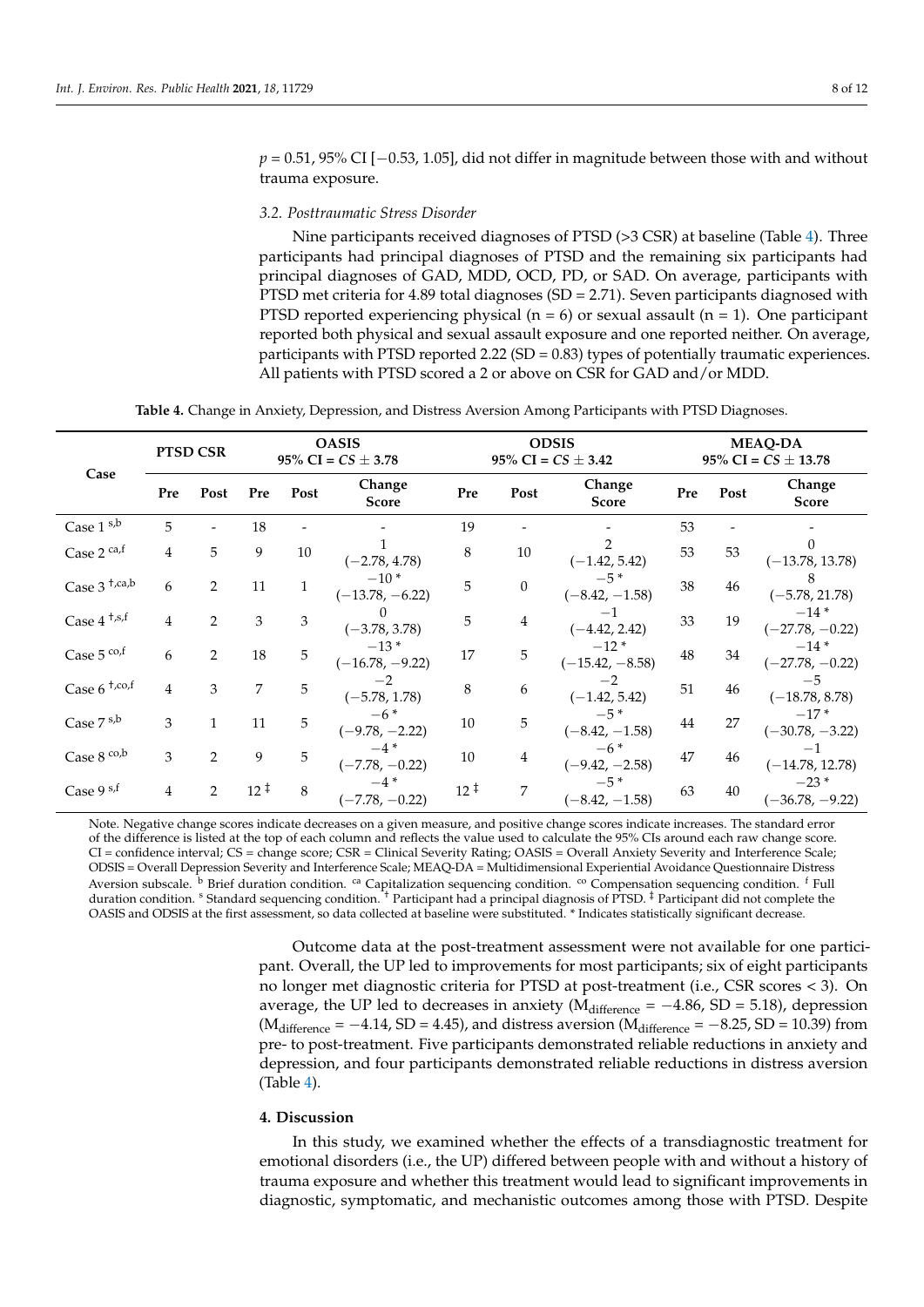$p = 0.51$, 95% CI [−0.53, 1.05], did not differ in magnitude between those with and without trauma exposure.

### 3.2. Posttraumatic Stress Disorder

Nine participants received diagnoses of PTSD (>3 CSR) at baseline (Table 4). Three participants had principal diagnoses of PTSD and the remaining six participants had principal diagnoses of GAD, MDD, OCD, PD, or SAD. On average, participants with PTSD met criteria for 4.89 total diagnoses (SD = 2.71). Seven participants diagnosed with PTSD reported experiencing physical (n = 6) or sexual assault (n = 1). One participant reported both physical and sexual assault exposure and one reported neither. On average, participants with PTSD reported 2.22 (SD = 0.83) types of potentially traumatic experiences. All patients with PTSD scored a 2 or above on CSR for GAD and/or MDD.

**Table 4.** Change in Anxiety, Depression, and Distress Aversion Among Participants with PTSD Diagnoses.

| Case | PTSD CSR | | OASIS 95% CI = *CS* ± 3.78 | | | ODSIS 95% CI = *CS* ± 3.42 | | | MEAQ-DA 95% CI = *CS* ± 13.78 | | |
|---|---|---|---|---|---|---|---|---|---|---|---|
| | Pre | Post | Pre | Post | Change Score | Pre | Post | Change Score | Pre | Post | Change Score |
| Case 1 [s,b] | 5 | - | 18 | - | - | 19 | - | - | 53 | - | - |
| Case 2 [ca,f] | 4 | 5 | 9 | 10 | 1 (−2.78, 4.78) | 8 | 10 | 2 (−1.42, 5.42) | 53 | 53 | 0 (−13.78, 13.78) |
| Case 3 [†,ca,b] | 6 | 2 | 11 | 1 | −10 * (−13.78, −6.22) | 5 | 0 | −5 * (−8.42, −1.58) | 38 | 46 | 8 (−5.78, 21.78) |
| Case 4 [†,s,f] | 4 | 2 | 3 | 3 | 0 (−3.78, 3.78) | 5 | 4 | −1 (−4.42, 2.42) | 33 | 19 | −14 * (−27.78, −0.22) |
| Case 5 [co,f] | 6 | 2 | 18 | 5 | −13 * (−16.78, −9.22) | 17 | 5 | −12 * (−15.42, −8.58) | 48 | 34 | −14 * (−27.78, −0.22) |
| Case 6 [†,co,f] | 4 | 3 | 7 | 5 | −2 (−5.78, 1.78) | 8 | 6 | −2 (−1.42, 5.42) | 51 | 46 | −5 (−18.78, 8.78) |
| Case 7 [s,b] | 3 | 1 | 11 | 5 | −6 * (−9.78, −2.22) | 10 | 5 | −5 * (−8.42, −1.58) | 44 | 27 | −17 * (−30.78, −3.22) |
| Case 8 [co,b] | 3 | 2 | 9 | 5 | −4 * (−7.78, −0.22) | 10 | 4 | −6 * (−9.42, −2.58) | 47 | 46 | −1 (−14.78, 12.78) |
| Case 9 [s,f] | 4 | 2 | 12 [‡] | 8 | −4 * (−7.78, −0.22) | 12 [‡] | 7 | −5 * (−8.42, −1.58) | 63 | 40 | −23 * (−36.78, −9.22) |

Note. Negative change scores indicate decreases on a given measure, and positive change scores indicate increases. The standard error of the difference is listed at the top of each column and reflects the value used to calculate the 95% CIs around each raw change score. CI = confidence interval; CS = change score; CSR = Clinical Severity Rating; OASIS = Overall Anxiety Severity and Interference Scale; ODSIS = Overall Depression Severity and Interference Scale; MEAQ-DA = Multidimensional Experiential Avoidance Questionnaire Distress Aversion subscale. [b] Brief duration condition. [ca] Capitalization sequencing condition. [co] Compensation sequencing condition. [f] Full duration condition. [s] Standard sequencing condition. [†] Participant had a principal diagnosis of PTSD. [‡] Participant did not complete the OASIS and ODSIS at the first assessment, so data collected at baseline were substituted. * Indicates statistically significant decrease.

Outcome data at the post-treatment assessment were not available for one participant. Overall, the UP led to improvements for most participants; six of eight participants no longer met diagnostic criteria for PTSD at post-treatment (i.e., CSR scores < 3). On average, the UP led to decreases in anxiety ($M_{difference} = -4.86$, SD = 5.18), depression ($M_{difference} = -4.14$, SD = 4.45), and distress aversion ($M_{difference} = -8.25$, SD = 10.39) from pre- to post-treatment. Five participants demonstrated reliable reductions in anxiety and depression, and four participants demonstrated reliable reductions in distress aversion (Table 4).

## 4. Discussion

In this study, we examined whether the effects of a transdiagnostic treatment for emotional disorders (i.e., the UP) differed between people with and without a history of trauma exposure and whether this treatment would lead to significant improvements in diagnostic, symptomatic, and mechanistic outcomes among those with PTSD. Despite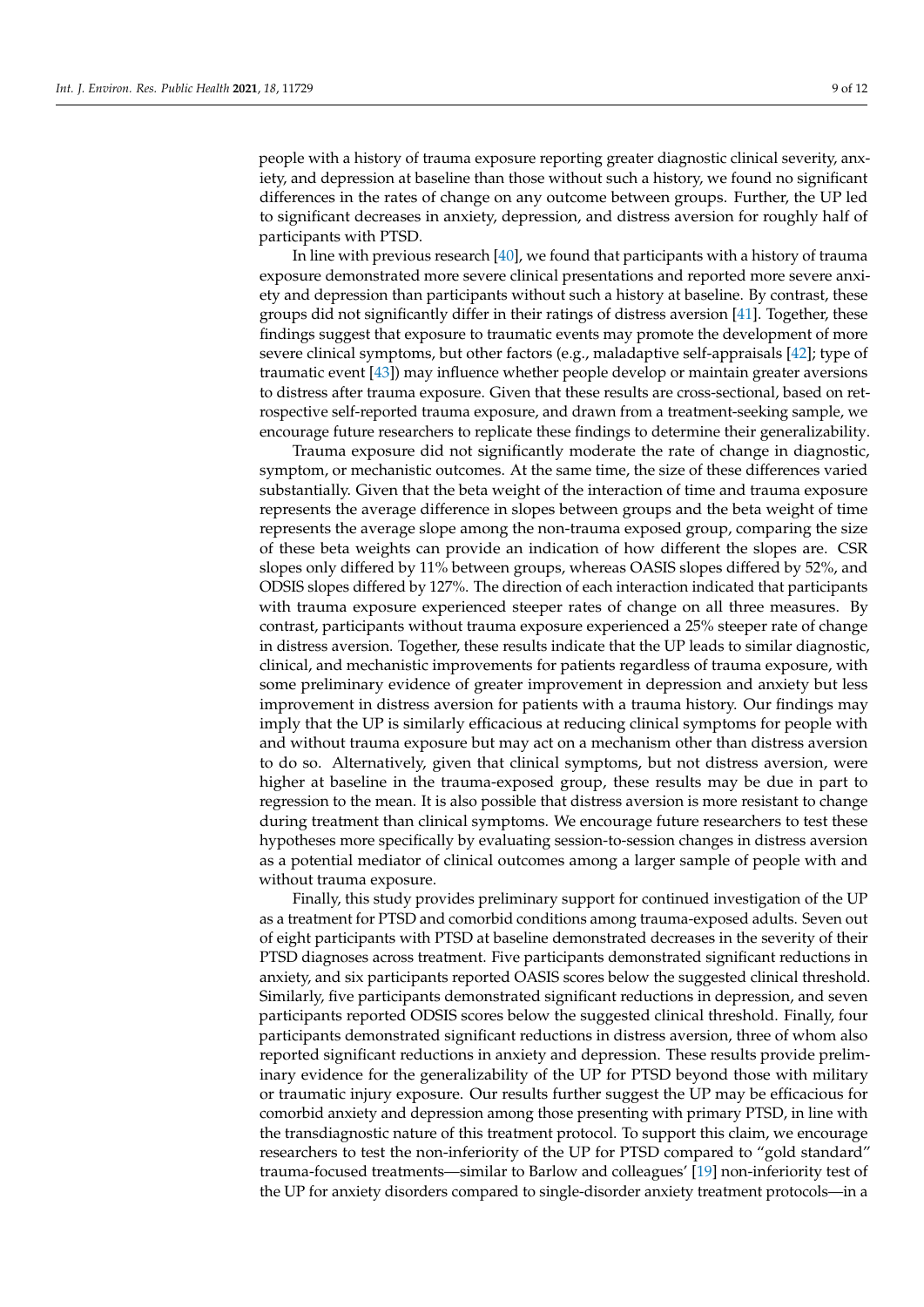people with a history of trauma exposure reporting greater diagnostic clinical severity, anxiety, and depression at baseline than those without such a history, we found no significant differences in the rates of change on any outcome between groups. Further, the UP led to significant decreases in anxiety, depression, and distress aversion for roughly half of participants with PTSD.

In line with previous research [40], we found that participants with a history of trauma exposure demonstrated more severe clinical presentations and reported more severe anxiety and depression than participants without such a history at baseline. By contrast, these groups did not significantly differ in their ratings of distress aversion [41]. Together, these findings suggest that exposure to traumatic events may promote the development of more severe clinical symptoms, but other factors (e.g., maladaptive self-appraisals [42]; type of traumatic event [43]) may influence whether people develop or maintain greater aversions to distress after trauma exposure. Given that these results are cross-sectional, based on retrospective self-reported trauma exposure, and drawn from a treatment-seeking sample, we encourage future researchers to replicate these findings to determine their generalizability.

Trauma exposure did not significantly moderate the rate of change in diagnostic, symptom, or mechanistic outcomes. At the same time, the size of these differences varied substantially. Given that the beta weight of the interaction of time and trauma exposure represents the average difference in slopes between groups and the beta weight of time represents the average slope among the non-trauma exposed group, comparing the size of these beta weights can provide an indication of how different the slopes are. CSR slopes only differed by 11% between groups, whereas OASIS slopes differed by 52%, and ODSIS slopes differed by 127%. The direction of each interaction indicated that participants with trauma exposure experienced steeper rates of change on all three measures. By contrast, participants without trauma exposure experienced a 25% steeper rate of change in distress aversion. Together, these results indicate that the UP leads to similar diagnostic, clinical, and mechanistic improvements for patients regardless of trauma exposure, with some preliminary evidence of greater improvement in depression and anxiety but less improvement in distress aversion for patients with a trauma history. Our findings may imply that the UP is similarly efficacious at reducing clinical symptoms for people with and without trauma exposure but may act on a mechanism other than distress aversion to do so. Alternatively, given that clinical symptoms, but not distress aversion, were higher at baseline in the trauma-exposed group, these results may be due in part to regression to the mean. It is also possible that distress aversion is more resistant to change during treatment than clinical symptoms. We encourage future researchers to test these hypotheses more specifically by evaluating session-to-session changes in distress aversion as a potential mediator of clinical outcomes among a larger sample of people with and without trauma exposure.

Finally, this study provides preliminary support for continued investigation of the UP as a treatment for PTSD and comorbid conditions among trauma-exposed adults. Seven out of eight participants with PTSD at baseline demonstrated decreases in the severity of their PTSD diagnoses across treatment. Five participants demonstrated significant reductions in anxiety, and six participants reported OASIS scores below the suggested clinical threshold. Similarly, five participants demonstrated significant reductions in depression, and seven participants reported ODSIS scores below the suggested clinical threshold. Finally, four participants demonstrated significant reductions in distress aversion, three of whom also reported significant reductions in anxiety and depression. These results provide preliminary evidence for the generalizability of the UP for PTSD beyond those with military or traumatic injury exposure. Our results further suggest the UP may be efficacious for comorbid anxiety and depression among those presenting with primary PTSD, in line with the transdiagnostic nature of this treatment protocol. To support this claim, we encourage researchers to test the non-inferiority of the UP for PTSD compared to "gold standard" trauma-focused treatments—similar to Barlow and colleagues' [19] non-inferiority test of the UP for anxiety disorders compared to single-disorder anxiety treatment protocols—in a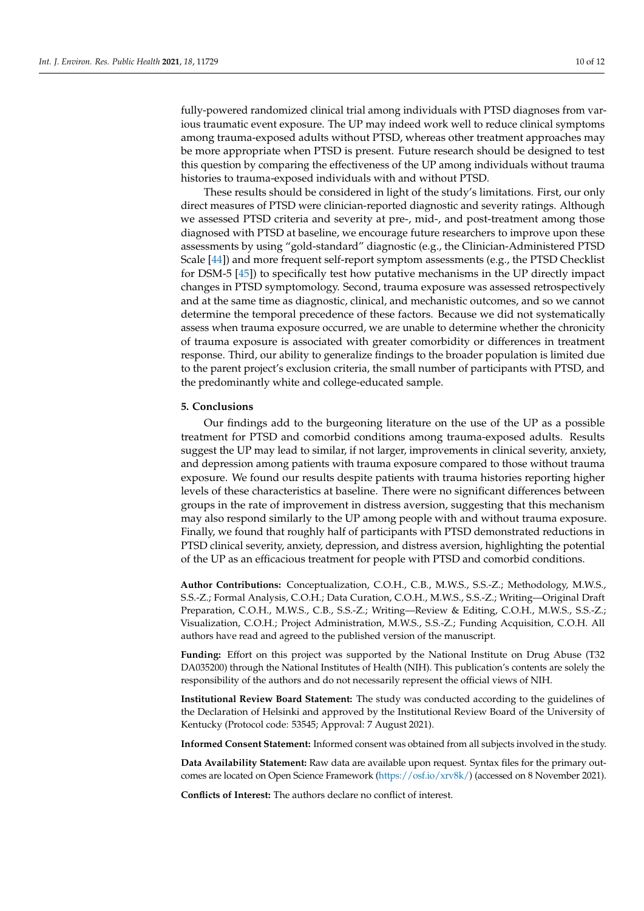fully-powered randomized clinical trial among individuals with PTSD diagnoses from various traumatic event exposure. The UP may indeed work well to reduce clinical symptoms among trauma-exposed adults without PTSD, whereas other treatment approaches may be more appropriate when PTSD is present. Future research should be designed to test this question by comparing the effectiveness of the UP among individuals without trauma histories to trauma-exposed individuals with and without PTSD.

These results should be considered in light of the study's limitations. First, our only direct measures of PTSD were clinician-reported diagnostic and severity ratings. Although we assessed PTSD criteria and severity at pre-, mid-, and post-treatment among those diagnosed with PTSD at baseline, we encourage future researchers to improve upon these assessments by using "gold-standard" diagnostic (e.g., the Clinician-Administered PTSD Scale [44]) and more frequent self-report symptom assessments (e.g., the PTSD Checklist for DSM-5 [45]) to specifically test how putative mechanisms in the UP directly impact changes in PTSD symptomology. Second, trauma exposure was assessed retrospectively and at the same time as diagnostic, clinical, and mechanistic outcomes, and so we cannot determine the temporal precedence of these factors. Because we did not systematically assess when trauma exposure occurred, we are unable to determine whether the chronicity of trauma exposure is associated with greater comorbidity or differences in treatment response. Third, our ability to generalize findings to the broader population is limited due to the parent project's exclusion criteria, the small number of participants with PTSD, and the predominantly white and college-educated sample.

## 5. Conclusions

Our findings add to the burgeoning literature on the use of the UP as a possible treatment for PTSD and comorbid conditions among trauma-exposed adults. Results suggest the UP may lead to similar, if not larger, improvements in clinical severity, anxiety, and depression among patients with trauma exposure compared to those without trauma exposure. We found our results despite patients with trauma histories reporting higher levels of these characteristics at baseline. There were no significant differences between groups in the rate of improvement in distress aversion, suggesting that this mechanism may also respond similarly to the UP among people with and without trauma exposure. Finally, we found that roughly half of participants with PTSD demonstrated reductions in PTSD clinical severity, anxiety, depression, and distress aversion, highlighting the potential of the UP as an efficacious treatment for people with PTSD and comorbid conditions.

**Author Contributions:** Conceptualization, C.O.H., C.B., M.W.S., S.S.-Z.; Methodology, M.W.S., S.S.-Z.; Formal Analysis, C.O.H.; Data Curation, C.O.H., M.W.S., S.S.-Z.; Writing—Original Draft Preparation, C.O.H., M.W.S., C.B., S.S.-Z.; Writing—Review & Editing, C.O.H., M.W.S., S.S.-Z.; Visualization, C.O.H.; Project Administration, M.W.S., S.S.-Z.; Funding Acquisition, C.O.H. All authors have read and agreed to the published version of the manuscript.

**Funding:** Effort on this project was supported by the National Institute on Drug Abuse (T32 DA035200) through the National Institutes of Health (NIH). This publication's contents are solely the responsibility of the authors and do not necessarily represent the official views of NIH.

**Institutional Review Board Statement:** The study was conducted according to the guidelines of the Declaration of Helsinki and approved by the Institutional Review Board of the University of Kentucky (Protocol code: 53545; Approval: 7 August 2021).

**Informed Consent Statement:** Informed consent was obtained from all subjects involved in the study.

**Data Availability Statement:** Raw data are available upon request. Syntax files for the primary outcomes are located on Open Science Framework (https://osf.io/xrv8k/) (accessed on 8 November 2021).

**Conflicts of Interest:** The authors declare no conflict of interest.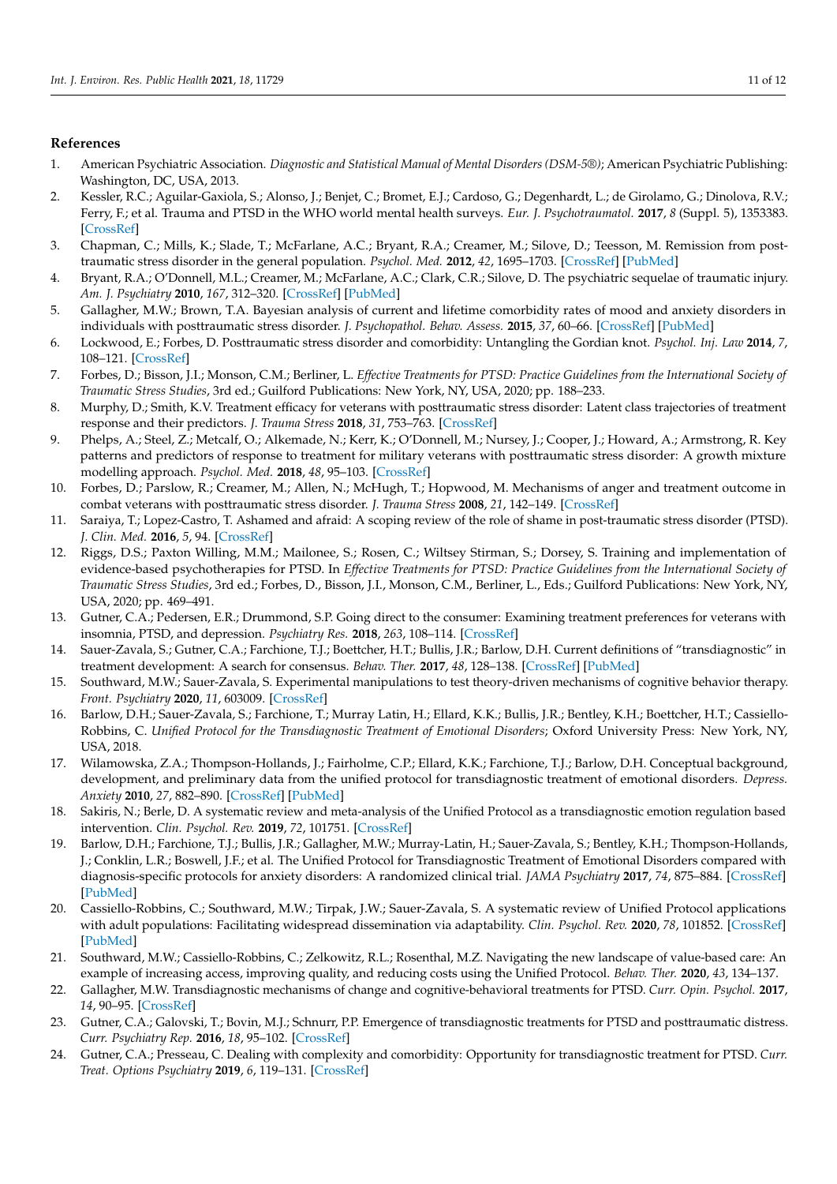## References

1. American Psychiatric Association. *Diagnostic and Statistical Manual of Mental Disorders (DSM-5®)*; American Psychiatric Publishing: Washington, DC, USA, 2013.
2. Kessler, R.C.; Aguilar-Gaxiola, S.; Alonso, J.; Benjet, C.; Bromet, E.J.; Cardoso, G.; Degenhardt, L.; de Girolamo, G.; Dinolova, R.V.; Ferry, F.; et al. Trauma and PTSD in the WHO world mental health surveys. *Eur. J. Psychotraumatol.* **2017**, *8* (Suppl. 5), 1353383. [CrossRef]
3. Chapman, C.; Mills, K.; Slade, T.; McFarlane, A.C.; Bryant, R.A.; Creamer, M.; Silove, D.; Teesson, M. Remission from post-traumatic stress disorder in the general population. *Psychol. Med.* **2012**, *42*, 1695–1703. [CrossRef] [PubMed]
4. Bryant, R.A.; O'Donnell, M.L.; Creamer, M.; McFarlane, A.C.; Clark, C.R.; Silove, D. The psychiatric sequelae of traumatic injury. *Am. J. Psychiatry* **2010**, *167*, 312–320. [CrossRef] [PubMed]
5. Gallagher, M.W.; Brown, T.A. Bayesian analysis of current and lifetime comorbidity rates of mood and anxiety disorders in individuals with posttraumatic stress disorder. *J. Psychopathol. Behav. Assess.* **2015**, *37*, 60–66. [CrossRef] [PubMed]
6. Lockwood, E.; Forbes, D. Posttraumatic stress disorder and comorbidity: Untangling the Gordian knot. *Psychol. Inj. Law* **2014**, *7*, 108–121. [CrossRef]
7. Forbes, D.; Bisson, J.I.; Monson, C.M.; Berliner, L. *Effective Treatments for PTSD: Practice Guidelines from the International Society of Traumatic Stress Studies*, 3rd ed.; Guilford Publications: New York, NY, USA, 2020; pp. 188–233.
8. Murphy, D.; Smith, K.V. Treatment efficacy for veterans with posttraumatic stress disorder: Latent class trajectories of treatment response and their predictors. *J. Trauma Stress* **2018**, *31*, 753–763. [CrossRef]
9. Phelps, A.; Steel, Z.; Metcalf, O.; Alkemade, N.; Kerr, K.; O'Donnell, M.; Nursey, J.; Cooper, J.; Howard, A.; Armstrong, R. Key patterns and predictors of response to treatment for military veterans with posttraumatic stress disorder: A growth mixture modelling approach. *Psychol. Med.* **2018**, *48*, 95–103. [CrossRef]
10. Forbes, D.; Parslow, R.; Creamer, M.; Allen, N.; McHugh, T.; Hopwood, M. Mechanisms of anger and treatment outcome in combat veterans with posttraumatic stress disorder. *J. Trauma Stress* **2008**, *21*, 142–149. [CrossRef]
11. Saraiya, T.; Lopez-Castro, T. Ashamed and afraid: A scoping review of the role of shame in post-traumatic stress disorder (PTSD). *J. Clin. Med.* **2016**, *5*, 94. [CrossRef]
12. Riggs, D.S.; Paxton Willing, M.M.; Mailonee, S.; Rosen, C.; Wiltsey Stirman, S.; Dorsey, S. Training and implementation of evidence-based psychotherapies for PTSD. In *Effective Treatments for PTSD: Practice Guidelines from the International Society of Traumatic Stress Studies*, 3rd ed.; Forbes, D., Bisson, J.I., Monson, C.M., Berliner, L., Eds.; Guilford Publications: New York, NY, USA, 2020; pp. 469–491.
13. Gutner, C.A.; Pedersen, E.R.; Drummond, S.P. Going direct to the consumer: Examining treatment preferences for veterans with insomnia, PTSD, and depression. *Psychiatry Res.* **2018**, *263*, 108–114. [CrossRef]
14. Sauer-Zavala, S.; Gutner, C.A.; Farchione, T.J.; Boettcher, H.T.; Bullis, J.R.; Barlow, D.H. Current definitions of "transdiagnostic" in treatment development: A search for consensus. *Behav. Ther.* **2017**, *48*, 128–138. [CrossRef] [PubMed]
15. Southward, M.W.; Sauer-Zavala, S. Experimental manipulations to test theory-driven mechanisms of cognitive behavior therapy. *Front. Psychiatry* **2020**, *11*, 603009. [CrossRef]
16. Barlow, D.H.; Sauer-Zavala, S.; Farchione, T.; Murray Latin, H.; Ellard, K.K.; Bullis, J.R.; Bentley, K.H.; Boettcher, H.T.; Cassiello-Robbins, C. *Unified Protocol for the Transdiagnostic Treatment of Emotional Disorders*; Oxford University Press: New York, NY, USA, 2018.
17. Wilamowska, Z.A.; Thompson-Hollands, J.; Fairholme, C.P.; Ellard, K.K.; Farchione, T.J.; Barlow, D.H. Conceptual background, development, and preliminary data from the unified protocol for transdiagnostic treatment of emotional disorders. *Depress. Anxiety* **2010**, *27*, 882–890. [CrossRef] [PubMed]
18. Sakiris, N.; Berle, D. A systematic review and meta-analysis of the Unified Protocol as a transdiagnostic emotion regulation based intervention. *Clin. Psychol. Rev.* **2019**, *72*, 101751. [CrossRef]
19. Barlow, D.H.; Farchione, T.J.; Bullis, J.R.; Gallagher, M.W.; Murray-Latin, H.; Sauer-Zavala, S.; Bentley, K.H.; Thompson-Hollands, J.; Conklin, L.R.; Boswell, J.F.; et al. The Unified Protocol for Transdiagnostic Treatment of Emotional Disorders compared with diagnosis-specific protocols for anxiety disorders: A randomized clinical trial. *JAMA Psychiatry* **2017**, *74*, 875–884. [CrossRef] [PubMed]
20. Cassiello-Robbins, C.; Southward, M.W.; Tirpak, J.W.; Sauer-Zavala, S. A systematic review of Unified Protocol applications with adult populations: Facilitating widespread dissemination via adaptability. *Clin. Psychol. Rev.* **2020**, *78*, 101852. [CrossRef] [PubMed]
21. Southward, M.W.; Cassiello-Robbins, C.; Zelkowitz, R.L.; Rosenthal, M.Z. Navigating the new landscape of value-based care: An example of increasing access, improving quality, and reducing costs using the Unified Protocol. *Behav. Ther.* **2020**, *43*, 134–137.
22. Gallagher, M.W. Transdiagnostic mechanisms of change and cognitive-behavioral treatments for PTSD. *Curr. Opin. Psychol.* **2017**, *14*, 90–95. [CrossRef]
23. Gutner, C.A.; Galovski, T.; Bovin, M.J.; Schnurr, P.P. Emergence of transdiagnostic treatments for PTSD and posttraumatic distress. *Curr. Psychiatry Rep.* **2016**, *18*, 95–102. [CrossRef]
24. Gutner, C.A.; Presseau, C. Dealing with complexity and comorbidity: Opportunity for transdiagnostic treatment for PTSD. *Curr. Treat. Options Psychiatry* **2019**, *6*, 119–131. [CrossRef]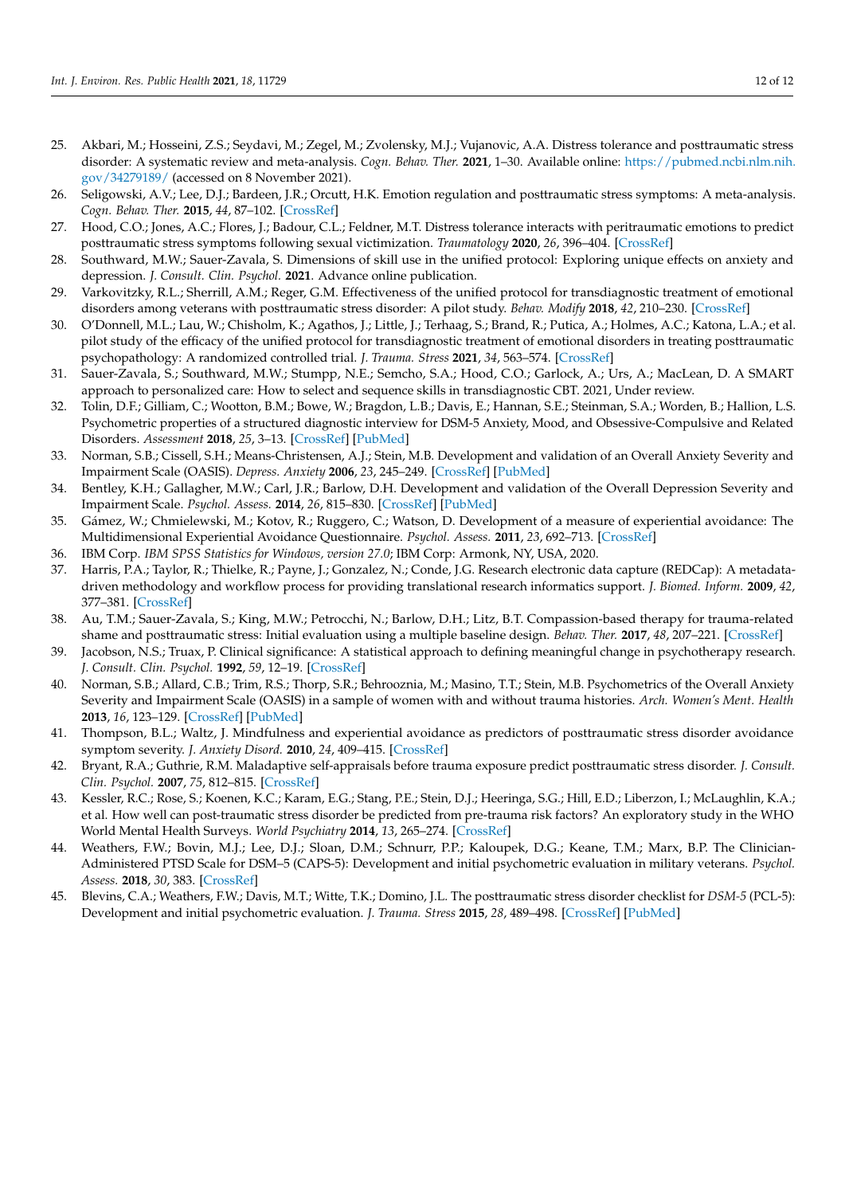25. Akbari, M.; Hosseini, Z.S.; Seydavi, M.; Zegel, M.; Zvolensky, M.J.; Vujanovic, A.A. Distress tolerance and posttraumatic stress disorder: A systematic review and meta-analysis. *Cogn. Behav. Ther.* **2021**, 1–30. Available online: https://pubmed.ncbi.nlm.nih.gov/34279189/ (accessed on 8 November 2021).
26. Seligowski, A.V.; Lee, D.J.; Bardeen, J.R.; Orcutt, H.K. Emotion regulation and posttraumatic stress symptoms: A meta-analysis. *Cogn. Behav. Ther.* **2015**, *44*, 87–102. [CrossRef]
27. Hood, C.O.; Jones, A.C.; Flores, J.; Badour, C.L.; Feldner, M.T. Distress tolerance interacts with peritraumatic emotions to predict posttraumatic stress symptoms following sexual victimization. *Traumatology* **2020**, *26*, 396–404. [CrossRef]
28. Southward, M.W.; Sauer-Zavala, S. Dimensions of skill use in the unified protocol: Exploring unique effects on anxiety and depression. *J. Consult. Clin. Psychol.* **2021**. Advance online publication.
29. Varkovitzky, R.L.; Sherrill, A.M.; Reger, G.M. Effectiveness of the unified protocol for transdiagnostic treatment of emotional disorders among veterans with posttraumatic stress disorder: A pilot study. *Behav. Modify* **2018**, *42*, 210–230. [CrossRef]
30. O'Donnell, M.L.; Lau, W.; Chisholm, K.; Agathos, J.; Little, J.; Terhaag, S.; Brand, R.; Putica, A.; Holmes, A.C.; Katona, L.A.; et al. pilot study of the efficacy of the unified protocol for transdiagnostic treatment of emotional disorders in treating posttraumatic psychopathology: A randomized controlled trial. *J. Trauma. Stress* **2021**, *34*, 563–574. [CrossRef]
31. Sauer-Zavala, S.; Southward, M.W.; Stumpp, N.E.; Semcho, S.A.; Hood, C.O.; Garlock, A.; Urs, A.; MacLean, D. A SMART approach to personalized care: How to select and sequence skills in transdiagnostic CBT. 2021, Under review.
32. Tolin, D.F.; Gilliam, C.; Wootton, B.M.; Bowe, W.; Bragdon, L.B.; Davis, E.; Hannan, S.E.; Steinman, S.A.; Worden, B.; Hallion, L.S. Psychometric properties of a structured diagnostic interview for DSM-5 Anxiety, Mood, and Obsessive-Compulsive and Related Disorders. *Assessment* **2018**, *25*, 3–13. [CrossRef] [PubMed]
33. Norman, S.B.; Cissell, S.H.; Means-Christensen, A.J.; Stein, M.B. Development and validation of an Overall Anxiety Severity and Impairment Scale (OASIS). *Depress. Anxiety* **2006**, *23*, 245–249. [CrossRef] [PubMed]
34. Bentley, K.H.; Gallagher, M.W.; Carl, J.R.; Barlow, D.H. Development and validation of the Overall Depression Severity and Impairment Scale. *Psychol. Assess.* **2014**, *26*, 815–830. [CrossRef] [PubMed]
35. Gámez, W.; Chmielewski, M.; Kotov, R.; Ruggero, C.; Watson, D. Development of a measure of experiential avoidance: The Multidimensional Experiential Avoidance Questionnaire. *Psychol. Assess.* **2011**, *23*, 692–713. [CrossRef]
36. IBM Corp. *IBM SPSS Statistics for Windows, version 27.0*; IBM Corp: Armonk, NY, USA, 2020.
37. Harris, P.A.; Taylor, R.; Thielke, R.; Payne, J.; Gonzalez, N.; Conde, J.G. Research electronic data capture (REDCap): A metadata-driven methodology and workflow process for providing translational research informatics support. *J. Biomed. Inform.* **2009**, *42*, 377–381. [CrossRef]
38. Au, T.M.; Sauer-Zavala, S.; King, M.W.; Petrocchi, N.; Barlow, D.H.; Litz, B.T. Compassion-based therapy for trauma-related shame and posttraumatic stress: Initial evaluation using a multiple baseline design. *Behav. Ther.* **2017**, *48*, 207–221. [CrossRef]
39. Jacobson, N.S.; Truax, P. Clinical significance: A statistical approach to defining meaningful change in psychotherapy research. *J. Consult. Clin. Psychol.* **1992**, *59*, 12–19. [CrossRef]
40. Norman, S.B.; Allard, C.B.; Trim, R.S.; Thorp, S.R.; Behrooznia, M.; Masino, T.T.; Stein, M.B. Psychometrics of the Overall Anxiety Severity and Impairment Scale (OASIS) in a sample of women with and without trauma histories. *Arch. Women's Ment. Health* **2013**, *16*, 123–129. [CrossRef] [PubMed]
41. Thompson, B.L.; Waltz, J. Mindfulness and experiential avoidance as predictors of posttraumatic stress disorder avoidance symptom severity. *J. Anxiety Disord.* **2010**, *24*, 409–415. [CrossRef]
42. Bryant, R.A.; Guthrie, R.M. Maladaptive self-appraisals before trauma exposure predict posttraumatic stress disorder. *J. Consult. Clin. Psychol.* **2007**, *75*, 812–815. [CrossRef]
43. Kessler, R.C.; Rose, S.; Koenen, K.C.; Karam, E.G.; Stang, P.E.; Stein, D.J.; Heeringa, S.G.; Hill, E.D.; Liberzon, I.; McLaughlin, K.A.; et al. How well can post-traumatic stress disorder be predicted from pre-trauma risk factors? An exploratory study in the WHO World Mental Health Surveys. *World Psychiatry* **2014**, *13*, 265–274. [CrossRef]
44. Weathers, F.W.; Bovin, M.J.; Lee, D.J.; Sloan, D.M.; Schnurr, P.P.; Kaloupek, D.G.; Keane, T.M.; Marx, B.P. The Clinician-Administered PTSD Scale for DSM–5 (CAPS-5): Development and initial psychometric evaluation in military veterans. *Psychol. Assess.* **2018**, *30*, 383. [CrossRef]
45. Blevins, C.A.; Weathers, F.W.; Davis, M.T.; Witte, T.K.; Domino, J.L. The posttraumatic stress disorder checklist for *DSM-5* (PCL-5): Development and initial psychometric evaluation. *J. Trauma. Stress* **2015**, *28*, 489–498. [CrossRef] [PubMed]